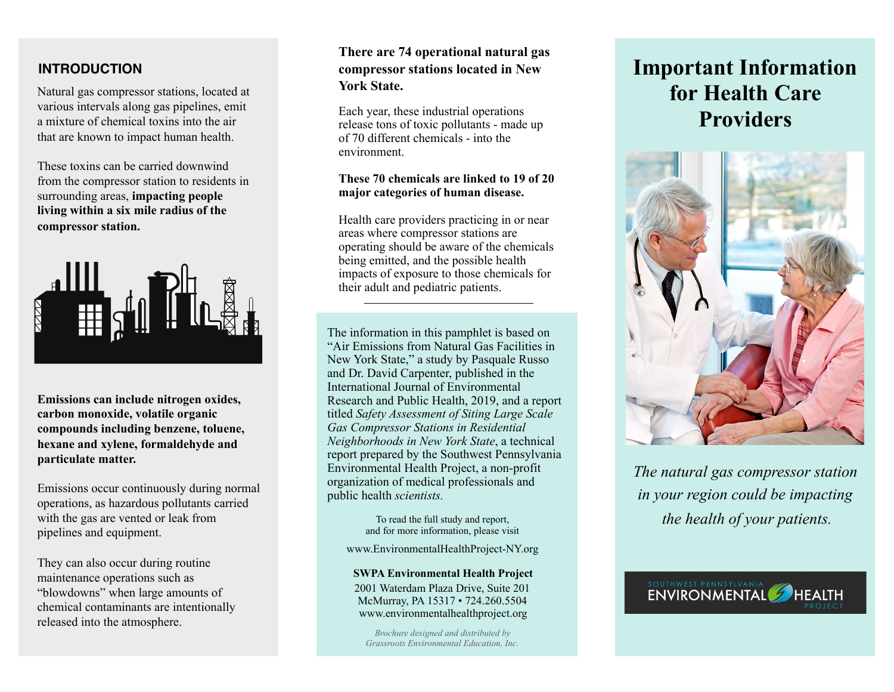## INTRODUCTION

Natural gas compressor stations, located at various intervals along gas pipelines, emit a mixture of chemical toxins into the air that are known to impact human health.

These toxins can be carried downwind from the compressor station to residents in surrounding areas, **impacting people living within a six mile radius of the compressor station.**

**Emissions can include nitrogen oxides, carbon monoxide, volatile organic compounds including benzene, toluene, hexane and xylene, formaldehyde and particulate matter.**

Emissions occur continuously during normal operations, as hazardous pollutants carried with the gas are vented or leak from pipelines and equipment.

They can also occur during routine maintenance operations such as "blowdowns" when large amounts of chemical contaminants are intentionally released into the atmosphere.

**There are 74 operational natural gas compressor stations located in New York State.**

Each year, these industrial operations release tons of toxic pollutants - made up of 70 different chemicals - into the environment.

**These 70 chemicals are linked to 19 of 20 major categories of human disease.**

Health care providers practicing in or near areas where compressor stations are operating should be aware of the chemicals being emitted, and the possible health impacts of exposure to those chemicals for their adult and pediatric patients.

---

The information in this pamphlet is based on "Air Emissions from Natural Gas Facilities in New York State," a study by Pasquale Russo and Dr. David Carpenter, published in the International Journal of Environmental Research and Public Health, 2019, and a report titled *Safety Assessment of Siting Large Scale Gas Compressor Stations in Residential Neighborhoods in New York State*, a technical report prepared by the Southwest Pennsylvania Environmental Health Project, a non-profit organization of medical professionals and public health *scientists.*

To read the full study and report, and for more information, please visit

www.EnvironmentalHealthProject-NY.org

**SWPA Environmental Health Project**
2001 Waterdam Plaza Drive, Suite 201
McMurray, PA 15317 • 724.260.5504
www.environmentalhealthproject.org

*Brochure designed and distributed by Grassroots Environmental Education, Inc.*

# Important Information for Health Care Providers

*The natural gas compressor station in your region could be impacting the health of your patients.*

SOUTHWEST PENNSYLVANIA ENVIRONMENTAL HEALTH PROJECT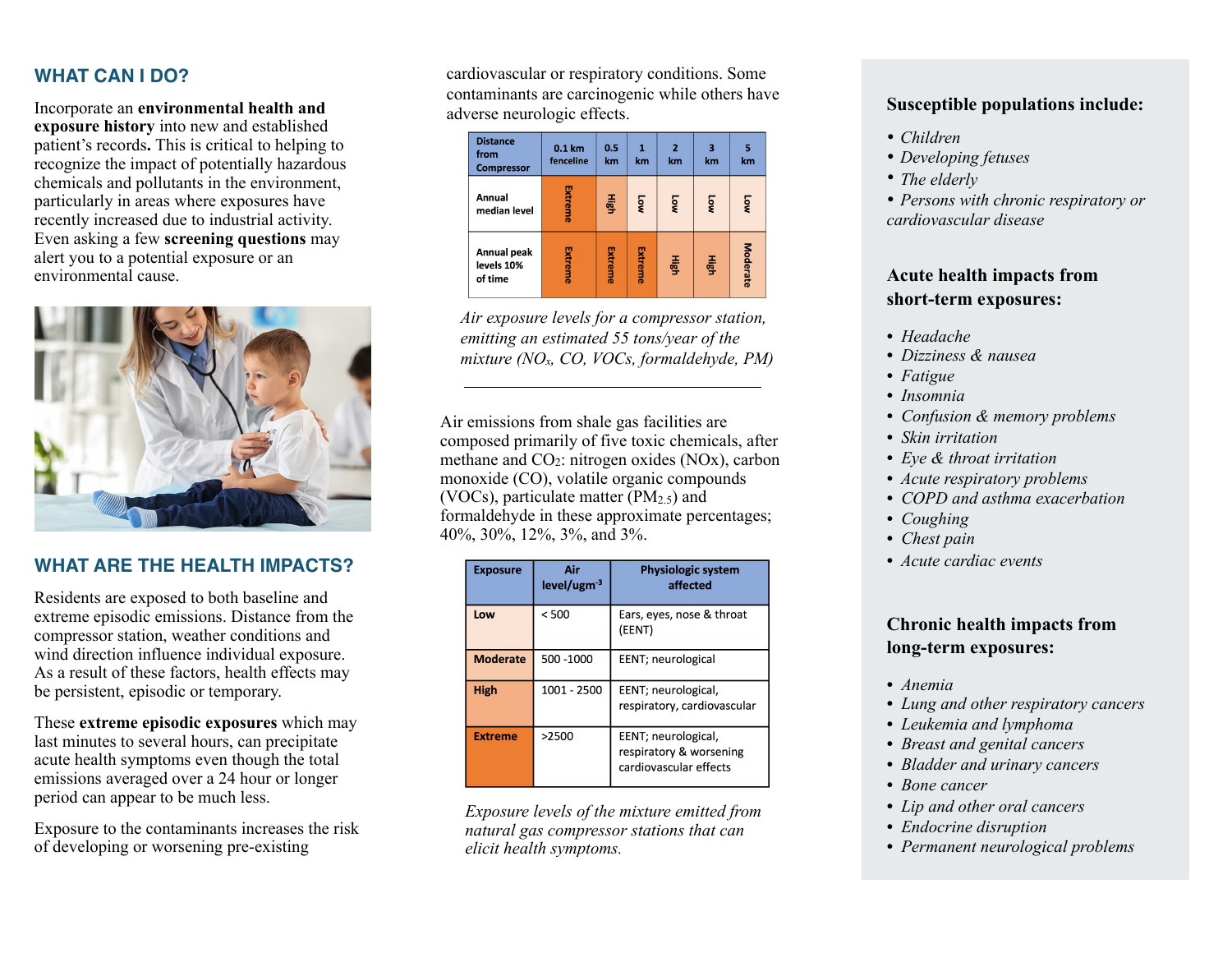## WHAT CAN I DO?

Incorporate an **environmental health and exposure history** into new and established patient's records**.** This is critical to helping to recognize the impact of potentially hazardous chemicals and pollutants in the environment, particularly in areas where exposures have recently increased due to industrial activity. Even asking a few **screening questions** may alert you to a potential exposure or an environmental cause.

## WHAT ARE THE HEALTH IMPACTS?

Residents are exposed to both baseline and extreme episodic emissions. Distance from the compressor station, weather conditions and wind direction influence individual exposure. As a result of these factors, health effects may be persistent, episodic or temporary.

These **extreme episodic exposures** which may last minutes to several hours, can precipitate acute health symptoms even though the total emissions averaged over a 24 hour or longer period can appear to be much less.

Exposure to the contaminants increases the risk of developing or worsening pre-existing cardiovascular or respiratory conditions. Some contaminants are carcinogenic while others have adverse neurologic effects.

| Distance from Compressor | 0.1 km fenceline | 0.5 km | 1 km | 2 km | 3 km | 5 km |
|---|---|---|---|---|---|---|
| Annual median level | Extreme | High | Low | Low | Low | Low |
| Annual peak levels 10% of time | Extreme | Extreme | Extreme | High | High | Moderate |

*Air exposure levels for a compressor station, emitting an estimated 55 tons/year of the mixture ($NO_x$, CO, VOCs, formaldehyde, PM)*

Air emissions from shale gas facilities are composed primarily of five toxic chemicals, after methane and $CO_2$: nitrogen oxides (NOx), carbon monoxide (CO), volatile organic compounds (VOCs), particulate matter ($PM_{2.5}$) and formaldehyde in these approximate percentages; 40%, 30%, 12%, 3%, and 3%.

| Exposure | Air level/ugm$^{-3}$ | Physiologic system affected |
|---|---|---|
| Low | < 500 | Ears, eyes, nose & throat (EENT) |
| Moderate | 500 -1000 | EENT; neurological |
| High | 1001 - 2500 | EENT; neurological, respiratory, cardiovascular |
| Extreme | >2500 | EENT; neurological, respiratory & worsening cardiovascular effects |

*Exposure levels of the mixture emitted from natural gas compressor stations that can elicit health symptoms.*

### Susceptible populations include:

- *Children*
- *Developing fetuses*
- *The elderly*
- *Persons with chronic respiratory or cardiovascular disease*

### Acute health impacts from short-term exposures:

- *Headache*
- *Dizziness & nausea*
- *Fatigue*
- *Insomnia*
- *Confusion & memory problems*
- *Skin irritation*
- *Eye & throat irritation*
- *Acute respiratory problems*
- *COPD and asthma exacerbation*
- *Coughing*
- *Chest pain*
- *Acute cardiac events*

### Chronic health impacts from long-term exposures:

- *Anemia*
- *Lung and other respiratory cancers*
- *Leukemia and lymphoma*
- *Breast and genital cancers*
- *Bladder and urinary cancers*
- *Bone cancer*
- *Lip and other oral cancers*
- *Endocrine disruption*
- *Permanent neurological problems*